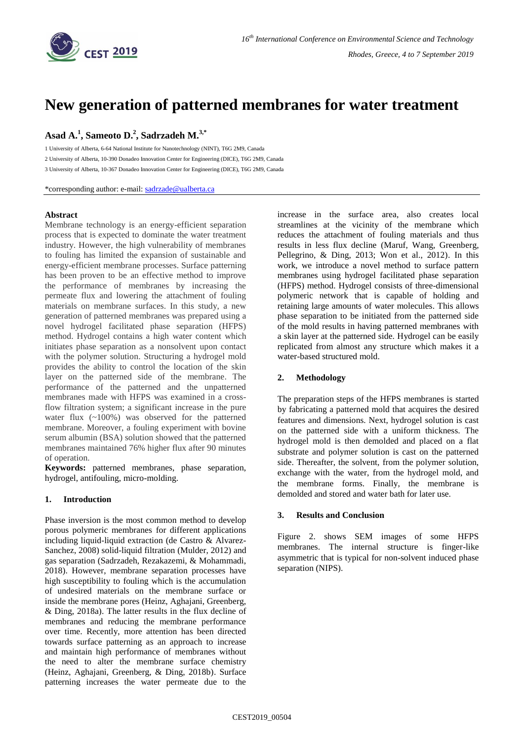# New generation of patterned membranes for water treatment

**Asad A.[1], Sameoto D.[2], Sadrzadeh M.[3,*]**

1 University of Alberta, 6-64 National Institute for Nanotechnology (NINT), T6G 2M9, Canada

2 University of Alberta, 10-390 Donadeo Innovation Center for Engineering (DICE), T6G 2M9, Canada

3 University of Alberta, 10-367 Donadeo Innovation Center for Engineering (DICE), T6G 2M9, Canada

*corresponding author: e-mail: sadrzade@ualberta.ca

**Abstract**

Membrane technology is an energy-efficient separation process that is expected to dominate the water treatment industry. However, the high vulnerability of membranes to fouling has limited the expansion of sustainable and energy-efficient membrane processes. Surface patterning has been proven to be an effective method to improve the performance of membranes by increasing the permeate flux and lowering the attachment of fouling materials on membrane surfaces. In this study, a new generation of patterned membranes was prepared using a novel hydrogel facilitated phase separation (HFPS) method. Hydrogel contains a high water content which initiates phase separation as a nonsolvent upon contact with the polymer solution. Structuring a hydrogel mold provides the ability to control the location of the skin layer on the patterned side of the membrane. The performance of the patterned and the unpatterned membranes made with HFPS was examined in a cross-flow filtration system; a significant increase in the pure water flux (~100%) was observed for the patterned membrane. Moreover, a fouling experiment with bovine serum albumin (BSA) solution showed that the patterned membranes maintained 76% higher flux after 90 minutes of operation.

**Keywords:** patterned membranes, phase separation, hydrogel, antifouling, micro-molding.

## 1. Introduction

Phase inversion is the most common method to develop porous polymeric membranes for different applications including liquid-liquid extraction (de Castro & Alvarez-Sanchez, 2008) solid-liquid filtration (Mulder, 2012) and gas separation (Sadrzadeh, Rezakazemi, & Mohammadi, 2018). However, membrane separation processes have high susceptibility to fouling which is the accumulation of undesired materials on the membrane surface or inside the membrane pores (Heinz, Aghajani, Greenberg, & Ding, 2018a). The latter results in the flux decline of membranes and reducing the membrane performance over time. Recently, more attention has been directed towards surface patterning as an approach to increase and maintain high performance of membranes without the need to alter the membrane surface chemistry (Heinz, Aghajani, Greenberg, & Ding, 2018b). Surface patterning increases the water permeate due to the increase in the surface area, also creates local streamlines at the vicinity of the membrane which reduces the attachment of fouling materials and thus results in less flux decline (Maruf, Wang, Greenberg, Pellegrino, & Ding, 2013; Won et al., 2012). In this work, we introduce a novel method to surface pattern membranes using hydrogel facilitated phase separation (HFPS) method. Hydrogel consists of three-dimensional polymeric network that is capable of holding and retaining large amounts of water molecules. This allows phase separation to be initiated from the patterned side of the mold results in having patterned membranes with a skin layer at the patterned side. Hydrogel can be easily replicated from almost any structure which makes it a water-based structured mold.

## 2. Methodology

The preparation steps of the HFPS membranes is started by fabricating a patterned mold that acquires the desired features and dimensions. Next, hydrogel solution is cast on the patterned side with a uniform thickness. The hydrogel mold is then demolded and placed on a flat substrate and polymer solution is cast on the patterned side. Thereafter, the solvent, from the polymer solution, exchange with the water, from the hydrogel mold, and the membrane forms. Finally, the membrane is demolded and stored and water bath for later use.

## 3. Results and Conclusion

Figure 2. shows SEM images of some HFPS membranes. The internal structure is finger-like asymmetric that is typical for non-solvent induced phase separation (NIPS).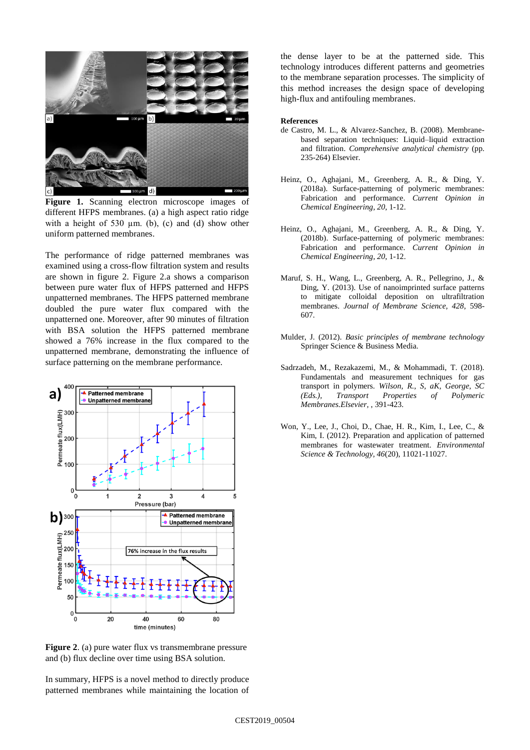a) 100 µm b) 20 µm

c) 100 µm d) 200 µm

**Figure 1.** Scanning electron microscope images of different HFPS membranes. (a) a high aspect ratio ridge with a height of 530 µm. (b), (c) and (d) show other uniform patterned membranes.

The performance of ridge patterned membranes was examined using a cross-flow filtration system and results are shown in figure 2. Figure 2.a shows a comparison between pure water flux of HFPS patterned and HFPS unpatterned membranes. The HFPS patterned membrane doubled the pure water flux compared with the unpatterned one. Moreover, after 90 minutes of filtration with BSA solution the HFPS patterned membrane showed a 76% increase in the flux compared to the unpatterned membrane, demonstrating the influence of surface patterning on the membrane performance.

a)
Patterned membrane
Unpatterned membrane
Permeate flux(LMH)
0
100
200
300
400
0
1
2
3
4
5
Pressure (bar)

b)
Patterned membrane
Unpatterned membrane
76% increase in the flux results
Permeate flux(LMH)
0
50
100
150
200
250
300
0
20
40
60
80
time (minutes)

**Figure 2**. (a) pure water flux vs transmembrane pressure and (b) flux decline over time using BSA solution.

In summary, HFPS is a novel method to directly produce patterned membranes while maintaining the location of the dense layer to be at the patterned side. This technology introduces different patterns and geometries to the membrane separation processes. The simplicity of this method increases the design space of developing high-flux and antifouling membranes.

### References

de Castro, M. L., & Alvarez-Sanchez, B. (2008). Membrane-based separation techniques: Liquid–liquid extraction and filtration. *Comprehensive analytical chemistry* (pp. 235-264) Elsevier.

Heinz, O., Aghajani, M., Greenberg, A. R., & Ding, Y. (2018a). Surface-patterning of polymeric membranes: Fabrication and performance. *Current Opinion in Chemical Engineering, 20*, 1-12.

Heinz, O., Aghajani, M., Greenberg, A. R., & Ding, Y. (2018b). Surface-patterning of polymeric membranes: Fabrication and performance. *Current Opinion in Chemical Engineering, 20*, 1-12.

Maruf, S. H., Wang, L., Greenberg, A. R., Pellegrino, J., & Ding, Y. (2013). Use of nanoimprinted surface patterns to mitigate colloidal deposition on ultrafiltration membranes. *Journal of Membrane Science, 428*, 598-607.

Mulder, J. (2012). *Basic principles of membrane technology* Springer Science & Business Media.

Sadrzadeh, M., Rezakazemi, M., & Mohammadi, T. (2018). Fundamentals and measurement techniques for gas transport in polymers. *Wilson, R., S, aK, George, SC (Eds.), Transport Properties of Polymeric Membranes.Elsevier,* , 391-423.

Won, Y., Lee, J., Choi, D., Chae, H. R., Kim, I., Lee, C., & Kim, I. (2012). Preparation and application of patterned membranes for wastewater treatment. *Environmental Science & Technology, 46*(20), 11021-11027.